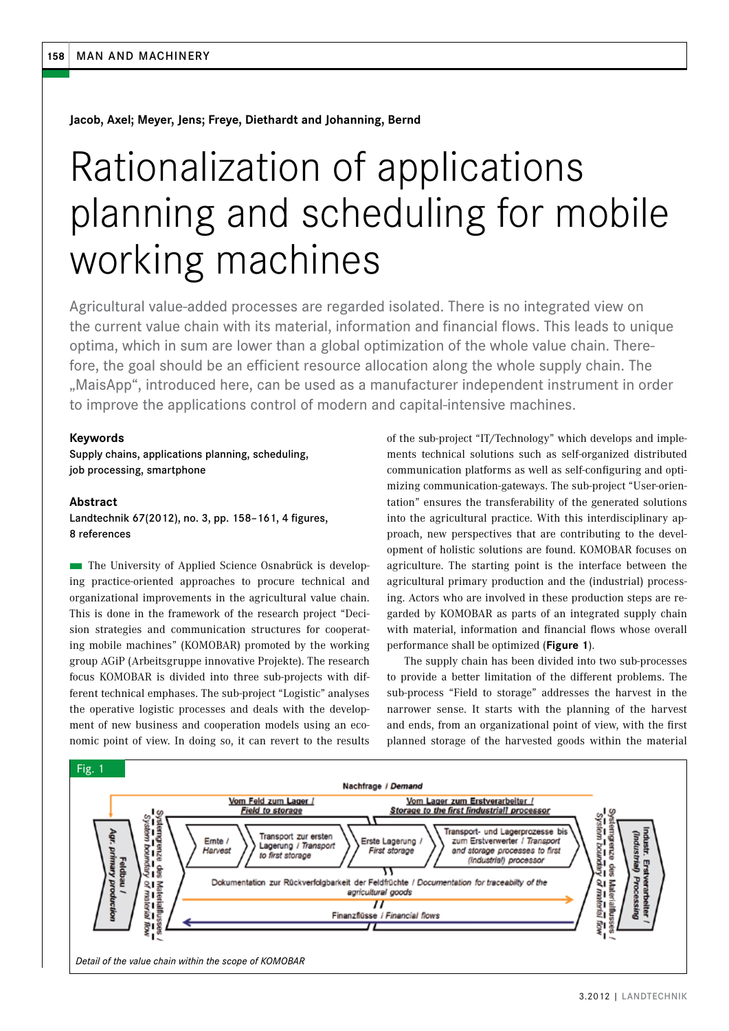Jacob, Axel; Meyer, Jens; Freye, Diethardt and Johanning, Bernd

# Rationalization of applications planning and scheduling for mobile working machines

Agricultural value-added processes are regarded isolated. There is no integrated view on the current value chain with its material, information and financial flows. This leads to unique optima, which in sum are lower than a global optimization of the whole value chain. Therefore, the goal should be an efficient resource allocation along the whole supply chain. The „MaisApp", introduced here, can be used as a manufacturer independent instrument in order to improve the applications control of modern and capital-intensive machines.

### Keywords

Supply chains, applications planning, scheduling, job processing, smartphone

### Abstract

Landtechnik 67(2012), no. 3, pp. 158–161, 4 figures, 8 references

The University of Applied Science Osnabrück is developing practice-oriented approaches to procure technical and organizational improvements in the agricultural value chain. This is done in the framework of the research project "Decision strategies and communication structures for cooperating mobile machines" (KOMOBAR) promoted by the working group AGiP (Arbeitsgruppe innovative Projekte). The research focus KOMOBAR is divided into three sub-projects with different technical emphases. The sub-project "Logistic" analyses the operative logistic processes and deals with the development of new business and cooperation models using an economic point of view. In doing so, it can revert to the results of the sub-project "IT/Technology" which develops and implements technical solutions such as self-organized distributed communication platforms as well as self-configuring and optimizing communication-gateways. The sub-project "User-orientation" ensures the transferability of the generated solutions into the agricultural practice. With this interdisciplinary approach, new perspectives that are contributing to the development of holistic solutions are found. KOMOBAR focuses on agriculture. The starting point is the interface between the agricultural primary production and the (industrial) processing. Actors who are involved in these production steps are regarded by KOMOBAR as parts of an integrated supply chain with material, information and financial flows whose overall performance shall be optimized (**Figure 1**).

The supply chain has been divided into two sub-processes to provide a better limitation of the different problems. The sub-process "Field to storage" addresses the harvest in the narrower sense. It starts with the planning of the harvest and ends, from an organizational point of view, with the first planned storage of the harvested goods within the material

Fig. 1

*Detail of the value chain within the scope of KOMOBAR*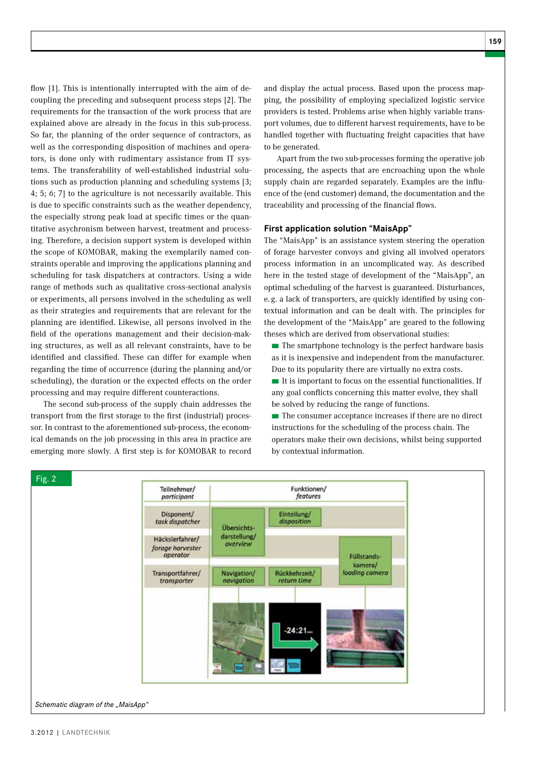flow [1]. This is intentionally interrupted with the aim of decoupling the preceding and subsequent process steps [2]. The requirements for the transaction of the work process that are explained above are already in the focus in this sub-process. So far, the planning of the order sequence of contractors, as well as the corresponding disposition of machines and operators, is done only with rudimentary assistance from IT systems. The transferability of well-established industrial solutions such as production planning and scheduling systems [3; 4; 5; 6; 7] to the agriculture is not necessarily available. This is due to specific constraints such as the weather dependency, the especially strong peak load at specific times or the quantitative asychronism between harvest, treatment and processing. Therefore, a decision support system is developed within the scope of KOMOBAR, making the exemplarily named constraints operable and improving the applications planning and scheduling for task dispatchers at contractors. Using a wide range of methods such as qualitative cross-sectional analysis or experiments, all persons involved in the scheduling as well as their strategies and requirements that are relevant for the planning are identified. Likewise, all persons involved in the field of the operations management and their decision-making structures, as well as all relevant constraints, have to be identified and classified. These can differ for example when regarding the time of occurrence (during the planning and/or scheduling), the duration or the expected effects on the order processing and may require different counteractions.

The second sub-process of the supply chain addresses the transport from the first storage to the first (industrial) processor. In contrast to the aforementioned sub-process, the economical demands on the job processing in this area in practice are emerging more slowly. A first step is for KOMOBAR to record and display the actual process. Based upon the process mapping, the possibility of employing specialized logistic service providers is tested. Problems arise when highly variable transport volumes, due to different harvest requirements, have to be handled together with fluctuating freight capacities that have to be generated.

Apart from the two sub-processes forming the operative job processing, the aspects that are encroaching upon the whole supply chain are regarded separately. Examples are the influence of the (end customer) demand, the documentation and the traceability and processing of the financial flows.

### First application solution "MaisApp"

The "MaisApp" is an assistance system steering the operation of forage harvester convoys and giving all involved operators process information in an uncomplicated way. As described here in the tested stage of development of the "MaisApp", an optimal scheduling of the harvest is guaranteed. Disturbances, e. g. a lack of transporters, are quickly identified by using contextual information and can be dealt with. The principles for the development of the "MaisApp" are geared to the following theses which are derived from observational studies:

- The smartphone technology is the perfect hardware basis as it is inexpensive and independent from the manufacturer. Due to its popularity there are virtually no extra costs.
- It is important to focus on the essential functionalities. If any goal conflicts concerning this matter evolve, they shall be solved by reducing the range of functions.
- The consumer acceptance increases if there are no direct instructions for the scheduling of the process chain. The operators make their own decisions, whilst being supported by contextual information.

Fig. 2

| Teilnehmer/ *participant* | Funktionen/ *features* | | |
|---|---|---|---|
| Disponent/ *task dispatcher* | Übersichts-darstellung/ *overview* | Einteilung/ *disposition* | |
| Häckslerfahrer/ *forage harvester operator* | Übersichts-darstellung/ *overview* | | Füllstands-kamera/ *loading camera* |
| Transportfahrer/ *transporter* | Navigation/ *navigation* | Rückkehrzeit/ *return time* | Füllstands-kamera/ *loading camera* |

*Schematic diagram of the „MaisApp"*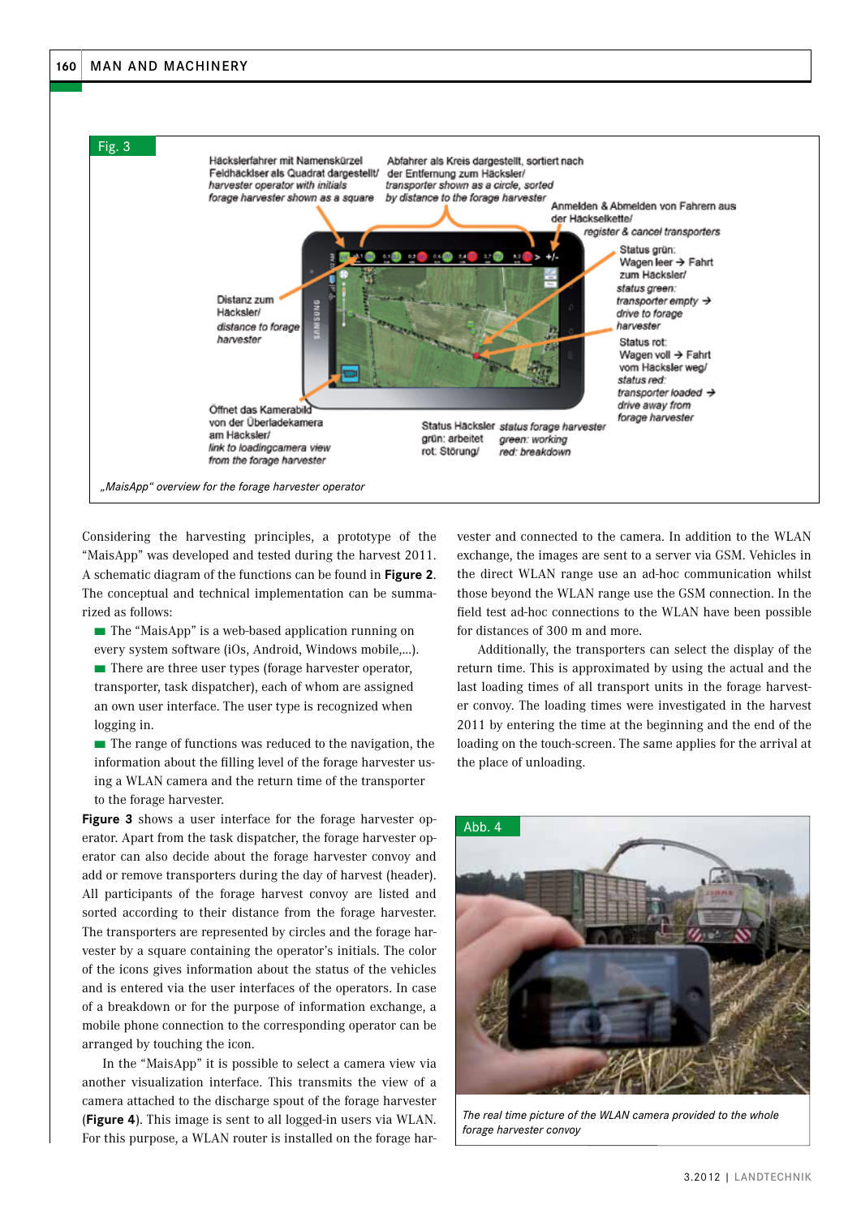Fig. 3

„MaisApp“ overview for the forage harvester operator

Considering the harvesting principles, a prototype of the "MaisApp" was developed and tested during the harvest 2011. A schematic diagram of the functions can be found in **Figure 2**. The conceptual and technical implementation can be summarized as follows:

- The "MaisApp" is a web-based application running on every system software (iOs, Android, Windows mobile,...).
- There are three user types (forage harvester operator, transporter, task dispatcher), each of whom are assigned an own user interface. The user type is recognized when logging in.
- The range of functions was reduced to the navigation, the information about the filling level of the forage harvester using a WLAN camera and the return time of the transporter to the forage harvester.

**Figure 3** shows a user interface for the forage harvester operator. Apart from the task dispatcher, the forage harvester operator can also decide about the forage harvester convoy and add or remove transporters during the day of harvest (header). All participants of the forage harvest convoy are listed and sorted according to their distance from the forage harvester. The transporters are represented by circles and the forage harvester by a square containing the operator's initials. The color of the icons gives information about the status of the vehicles and is entered via the user interfaces of the operators. In case of a breakdown or for the purpose of information exchange, a mobile phone connection to the corresponding operator can be arranged by touching the icon.

In the "MaisApp" it is possible to select a camera view via another visualization interface. This transmits the view of a camera attached to the discharge spout of the forage harvester (**Figure 4**). This image is sent to all logged-in users via WLAN. For this purpose, a WLAN router is installed on the forage harvester and connected to the camera. In addition to the WLAN exchange, the images are sent to a server via GSM. Vehicles in the direct WLAN range use an ad-hoc communication whilst those beyond the WLAN range use the GSM connection. In the field test ad-hoc connections to the WLAN have been possible for distances of 300 m and more.

Additionally, the transporters can select the display of the return time. This is approximated by using the actual and the last loading times of all transport units in the forage harvester convoy. The loading times were investigated in the harvest 2011 by entering the time at the beginning and the end of the loading on the touch-screen. The same applies for the arrival at the place of unloading.

Abb. 4

The real time picture of the WLAN camera provided to the whole forage harvester convoy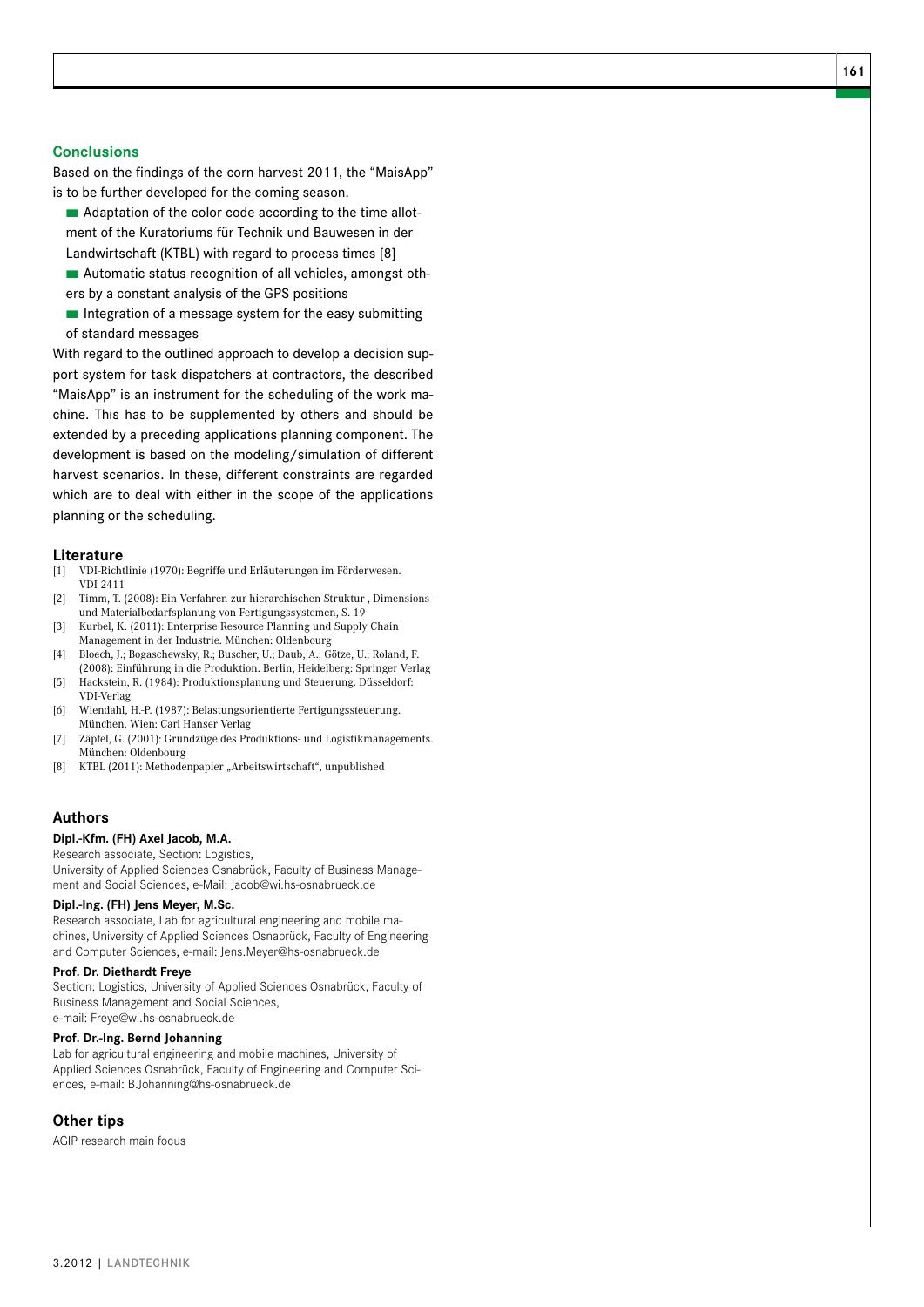## Conclusions

Based on the findings of the corn harvest 2011, the "MaisApp" is to be further developed for the coming season.

- Adaptation of the color code according to the time allotment of the Kuratoriums für Technik und Bauwesen in der Landwirtschaft (KTBL) with regard to process times [8]
- Automatic status recognition of all vehicles, amongst others by a constant analysis of the GPS positions
- Integration of a message system for the easy submitting of standard messages

With regard to the outlined approach to develop a decision support system for task dispatchers at contractors, the described "MaisApp" is an instrument for the scheduling of the work machine. This has to be supplemented by others and should be extended by a preceding applications planning component. The development is based on the modeling/simulation of different harvest scenarios. In these, different constraints are regarded which are to deal with either in the scope of the applications planning or the scheduling.

## Literature

[1] VDI-Richtlinie (1970): Begriffe und Erläuterungen im Förderwesen. VDI 2411

[2] Timm, T. (2008): Ein Verfahren zur hierarchischen Struktur-, Dimensions- und Materialbedarfsplanung von Fertigungssystemen, S. 19

[3] Kurbel, K. (2011): Enterprise Resource Planning und Supply Chain Management in der Industrie. München: Oldenbourg

[4] Bloech, J.; Bogaschewsky, R.; Buscher, U.; Daub, A.; Götze, U.; Roland, F. (2008): Einführung in die Produktion. Berlin, Heidelberg: Springer Verlag

[5] Hackstein, R. (1984): Produktionsplanung und Steuerung. Düsseldorf: VDI-Verlag

[6] Wiendahl, H.-P. (1987): Belastungsorientierte Fertigungssteuerung. München, Wien: Carl Hanser Verlag

[7] Zäpfel, G. (2001): Grundzüge des Produktions- und Logistikmanagements. München: Oldenbourg

[8] KTBL (2011): Methodenpapier „Arbeitswirtschaft", unpublished

## Authors

**Dipl.-Kfm. (FH) Axel Jacob, M.A.**
Research associate, Section: Logistics, University of Applied Sciences Osnabrück, Faculty of Business Management and Social Sciences, e-Mail: Jacob@wi.hs-osnabrueck.de

**Dipl.-Ing. (FH) Jens Meyer, M.Sc.**
Research associate, Lab for agricultural engineering and mobile machines, University of Applied Sciences Osnabrück, Faculty of Engineering and Computer Sciences, e-mail: Jens.Meyer@hs-osnabrueck.de

**Prof. Dr. Diethardt Freye**
Section: Logistics, University of Applied Sciences Osnabrück, Faculty of Business Management and Social Sciences, e-mail: Freye@wi.hs-osnabrueck.de

**Prof. Dr.-Ing. Bernd Johanning**
Lab for agricultural engineering and mobile machines, University of Applied Sciences Osnabrück, Faculty of Engineering and Computer Sciences, e-mail: B.Johanning@hs-osnabrueck.de

## Other tips

AGIP research main focus